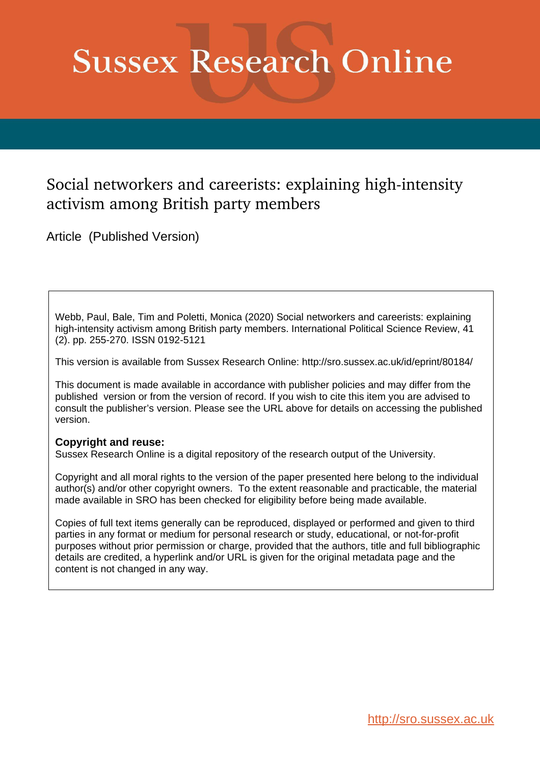# Sussex Research Online

## Social networkers and careerists: explaining high-intensity activism among British party members

Article (Published Version)

Webb, Paul, Bale, Tim and Poletti, Monica (2020) Social networkers and careerists: explaining high-intensity activism among British party members. International Political Science Review, 41 (2). pp. 255-270. ISSN 0192-5121

This version is available from Sussex Research Online: http://sro.sussex.ac.uk/id/eprint/80184/

This document is made available in accordance with publisher policies and may differ from the published version or from the version of record. If you wish to cite this item you are advised to consult the publisher's version. Please see the URL above for details on accessing the published version.

**Copyright and reuse:**
Sussex Research Online is a digital repository of the research output of the University.

Copyright and all moral rights to the version of the paper presented here belong to the individual author(s) and/or other copyright owners. To the extent reasonable and practicable, the material made available in SRO has been checked for eligibility before being made available.

Copies of full text items generally can be reproduced, displayed or performed and given to third parties in any format or medium for personal research or study, educational, or not-for-profit purposes without prior permission or charge, provided that the authors, title and full bibliographic details are credited, a hyperlink and/or URL is given for the original metadata page and the content is not changed in any way.

http://sro.sussex.ac.uk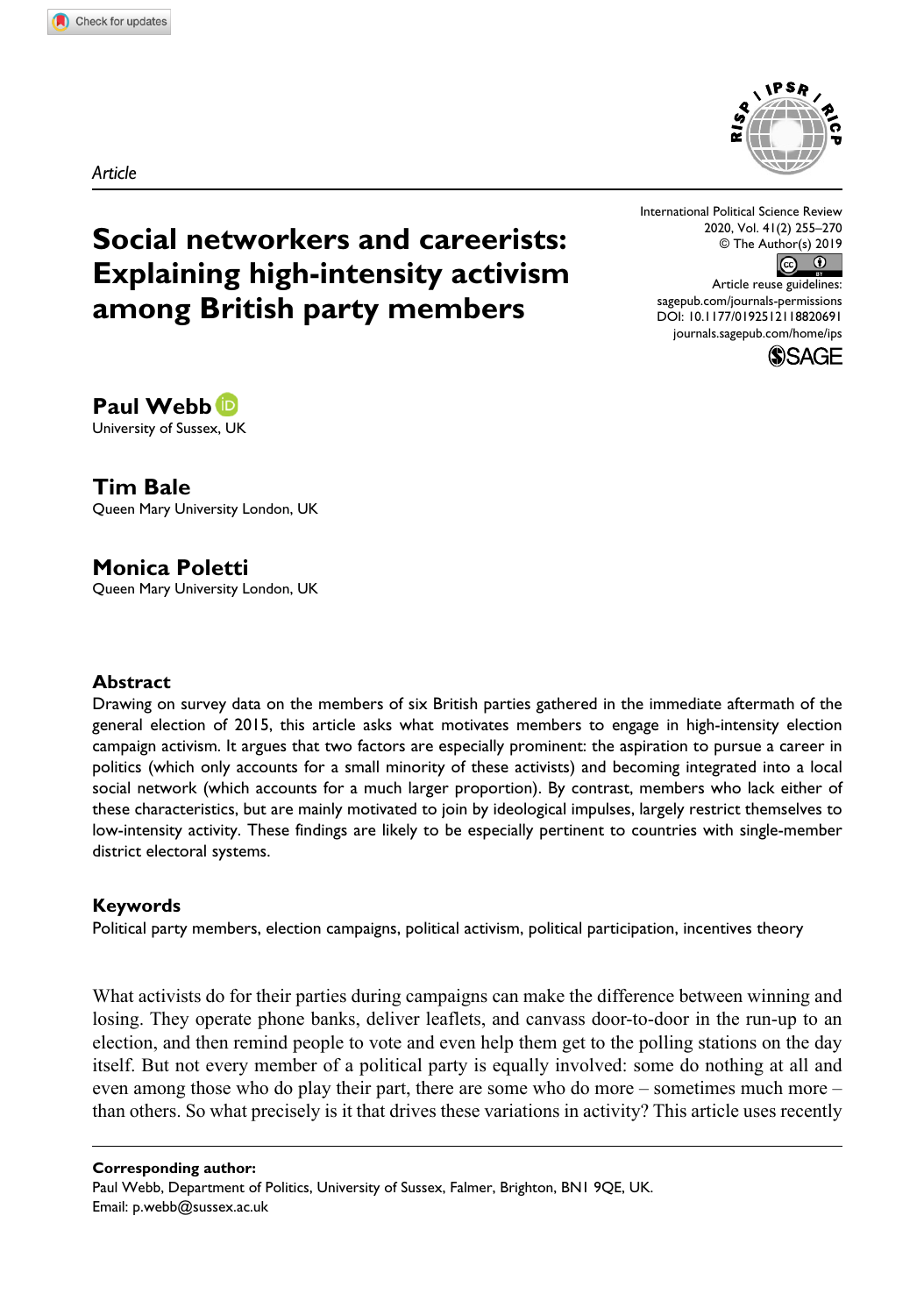*Article*

# Social networkers and careerists: Explaining high-intensity activism among British party members

**Paul Webb**
University of Sussex, UK

**Tim Bale**
Queen Mary University London, UK

**Monica Poletti**
Queen Mary University London, UK

### Abstract

Drawing on survey data on the members of six British parties gathered in the immediate aftermath of the general election of 2015, this article asks what motivates members to engage in high-intensity election campaign activism. It argues that two factors are especially prominent: the aspiration to pursue a career in politics (which only accounts for a small minority of these activists) and becoming integrated into a local social network (which accounts for a much larger proportion). By contrast, members who lack either of these characteristics, but are mainly motivated to join by ideological impulses, largely restrict themselves to low-intensity activity. These findings are likely to be especially pertinent to countries with single-member district electoral systems.

### Keywords

Political party members, election campaigns, political activism, political participation, incentives theory

What activists do for their parties during campaigns can make the difference between winning and losing. They operate phone banks, deliver leaflets, and canvass door-to-door in the run-up to an election, and then remind people to vote and even help them get to the polling stations on the day itself. But not every member of a political party is equally involved: some do nothing at all and even among those who do play their part, there are some who do more – sometimes much more – than others. So what precisely is it that drives these variations in activity? This article uses recently

---

**Corresponding author:**
Paul Webb, Department of Politics, University of Sussex, Falmer, Brighton, BN1 9QE, UK.
Email: p.webb@sussex.ac.uk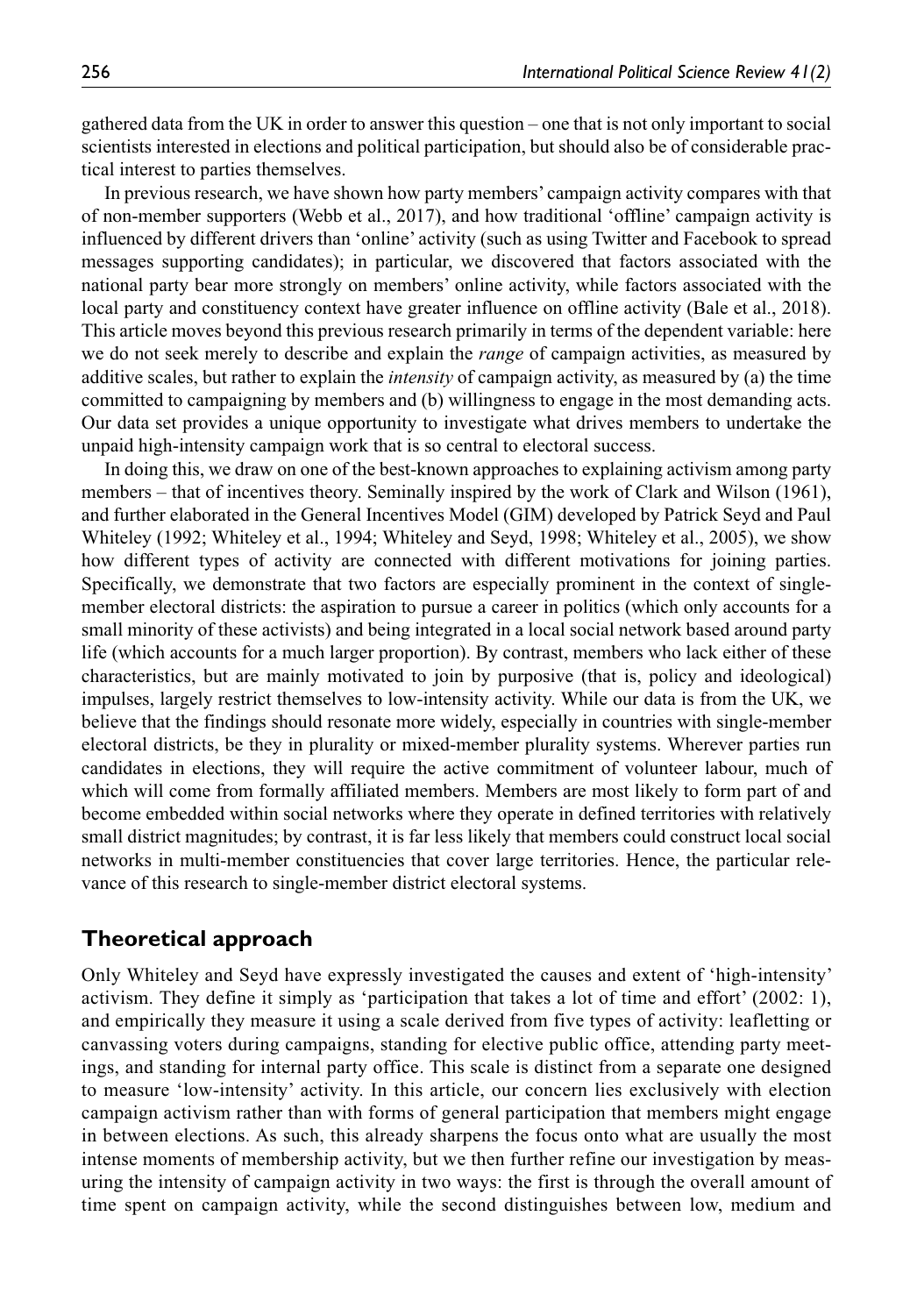gathered data from the UK in order to answer this question – one that is not only important to social scientists interested in elections and political participation, but should also be of considerable practical interest to parties themselves.

In previous research, we have shown how party members' campaign activity compares with that of non-member supporters (Webb et al., 2017), and how traditional 'offline' campaign activity is influenced by different drivers than 'online' activity (such as using Twitter and Facebook to spread messages supporting candidates); in particular, we discovered that factors associated with the national party bear more strongly on members' online activity, while factors associated with the local party and constituency context have greater influence on offline activity (Bale et al., 2018). This article moves beyond this previous research primarily in terms of the dependent variable: here we do not seek merely to describe and explain the *range* of campaign activities, as measured by additive scales, but rather to explain the *intensity* of campaign activity, as measured by (a) the time committed to campaigning by members and (b) willingness to engage in the most demanding acts. Our data set provides a unique opportunity to investigate what drives members to undertake the unpaid high-intensity campaign work that is so central to electoral success.

In doing this, we draw on one of the best-known approaches to explaining activism among party members – that of incentives theory. Seminally inspired by the work of Clark and Wilson (1961), and further elaborated in the General Incentives Model (GIM) developed by Patrick Seyd and Paul Whiteley (1992; Whiteley et al., 1994; Whiteley and Seyd, 1998; Whiteley et al., 2005), we show how different types of activity are connected with different motivations for joining parties. Specifically, we demonstrate that two factors are especially prominent in the context of single-member electoral districts: the aspiration to pursue a career in politics (which only accounts for a small minority of these activists) and being integrated in a local social network based around party life (which accounts for a much larger proportion). By contrast, members who lack either of these characteristics, but are mainly motivated to join by purposive (that is, policy and ideological) impulses, largely restrict themselves to low-intensity activity. While our data is from the UK, we believe that the findings should resonate more widely, especially in countries with single-member electoral districts, be they in plurality or mixed-member plurality systems. Wherever parties run candidates in elections, they will require the active commitment of volunteer labour, much of which will come from formally affiliated members. Members are most likely to form part of and become embedded within social networks where they operate in defined territories with relatively small district magnitudes; by contrast, it is far less likely that members could construct local social networks in multi-member constituencies that cover large territories. Hence, the particular relevance of this research to single-member district electoral systems.

## Theoretical approach

Only Whiteley and Seyd have expressly investigated the causes and extent of 'high-intensity' activism. They define it simply as 'participation that takes a lot of time and effort' (2002: 1), and empirically they measure it using a scale derived from five types of activity: leafletting or canvassing voters during campaigns, standing for elective public office, attending party meetings, and standing for internal party office. This scale is distinct from a separate one designed to measure 'low-intensity' activity. In this article, our concern lies exclusively with election campaign activism rather than with forms of general participation that members might engage in between elections. As such, this already sharpens the focus onto what are usually the most intense moments of membership activity, but we then further refine our investigation by measuring the intensity of campaign activity in two ways: the first is through the overall amount of time spent on campaign activity, while the second distinguishes between low, medium and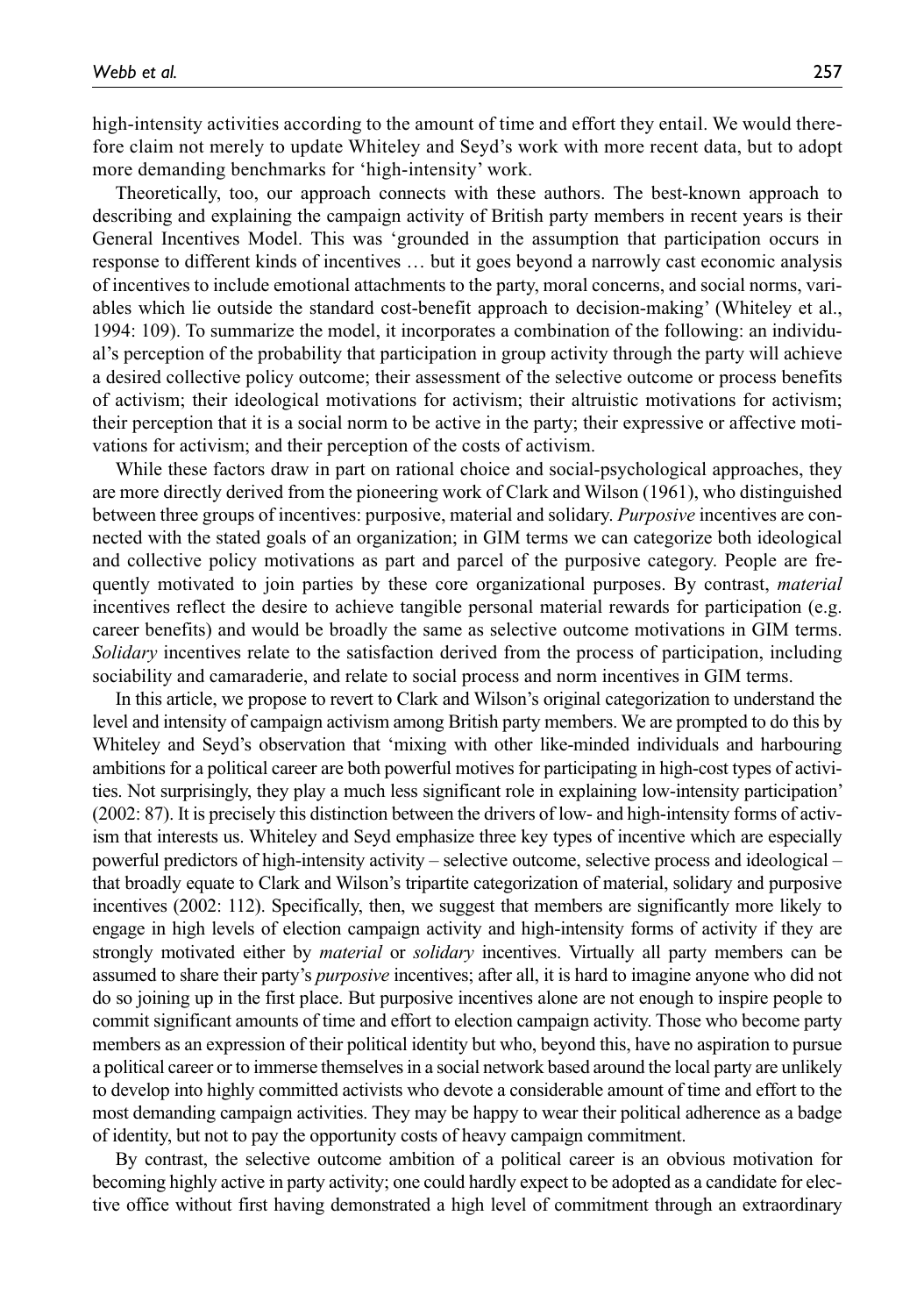high-intensity activities according to the amount of time and effort they entail. We would therefore claim not merely to update Whiteley and Seyd's work with more recent data, but to adopt more demanding benchmarks for 'high-intensity' work.

Theoretically, too, our approach connects with these authors. The best-known approach to describing and explaining the campaign activity of British party members in recent years is their General Incentives Model. This was 'grounded in the assumption that participation occurs in response to different kinds of incentives … but it goes beyond a narrowly cast economic analysis of incentives to include emotional attachments to the party, moral concerns, and social norms, variables which lie outside the standard cost-benefit approach to decision-making' (Whiteley et al., 1994: 109). To summarize the model, it incorporates a combination of the following: an individual's perception of the probability that participation in group activity through the party will achieve a desired collective policy outcome; their assessment of the selective outcome or process benefits of activism; their ideological motivations for activism; their altruistic motivations for activism; their perception that it is a social norm to be active in the party; their expressive or affective motivations for activism; and their perception of the costs of activism.

While these factors draw in part on rational choice and social-psychological approaches, they are more directly derived from the pioneering work of Clark and Wilson (1961), who distinguished between three groups of incentives: purposive, material and solidary. *Purposive* incentives are connected with the stated goals of an organization; in GIM terms we can categorize both ideological and collective policy motivations as part and parcel of the purposive category. People are frequently motivated to join parties by these core organizational purposes. By contrast, *material* incentives reflect the desire to achieve tangible personal material rewards for participation (e.g. career benefits) and would be broadly the same as selective outcome motivations in GIM terms. *Solidary* incentives relate to the satisfaction derived from the process of participation, including sociability and camaraderie, and relate to social process and norm incentives in GIM terms.

In this article, we propose to revert to Clark and Wilson's original categorization to understand the level and intensity of campaign activism among British party members. We are prompted to do this by Whiteley and Seyd's observation that 'mixing with other like-minded individuals and harbouring ambitions for a political career are both powerful motives for participating in high-cost types of activities. Not surprisingly, they play a much less significant role in explaining low-intensity participation' (2002: 87). It is precisely this distinction between the drivers of low- and high-intensity forms of activism that interests us. Whiteley and Seyd emphasize three key types of incentive which are especially powerful predictors of high-intensity activity – selective outcome, selective process and ideological – that broadly equate to Clark and Wilson's tripartite categorization of material, solidary and purposive incentives (2002: 112). Specifically, then, we suggest that members are significantly more likely to engage in high levels of election campaign activity and high-intensity forms of activity if they are strongly motivated either by *material* or *solidary* incentives. Virtually all party members can be assumed to share their party's *purposive* incentives; after all, it is hard to imagine anyone who did not do so joining up in the first place. But purposive incentives alone are not enough to inspire people to commit significant amounts of time and effort to election campaign activity. Those who become party members as an expression of their political identity but who, beyond this, have no aspiration to pursue a political career or to immerse themselves in a social network based around the local party are unlikely to develop into highly committed activists who devote a considerable amount of time and effort to the most demanding campaign activities. They may be happy to wear their political adherence as a badge of identity, but not to pay the opportunity costs of heavy campaign commitment.

By contrast, the selective outcome ambition of a political career is an obvious motivation for becoming highly active in party activity; one could hardly expect to be adopted as a candidate for elective office without first having demonstrated a high level of commitment through an extraordinary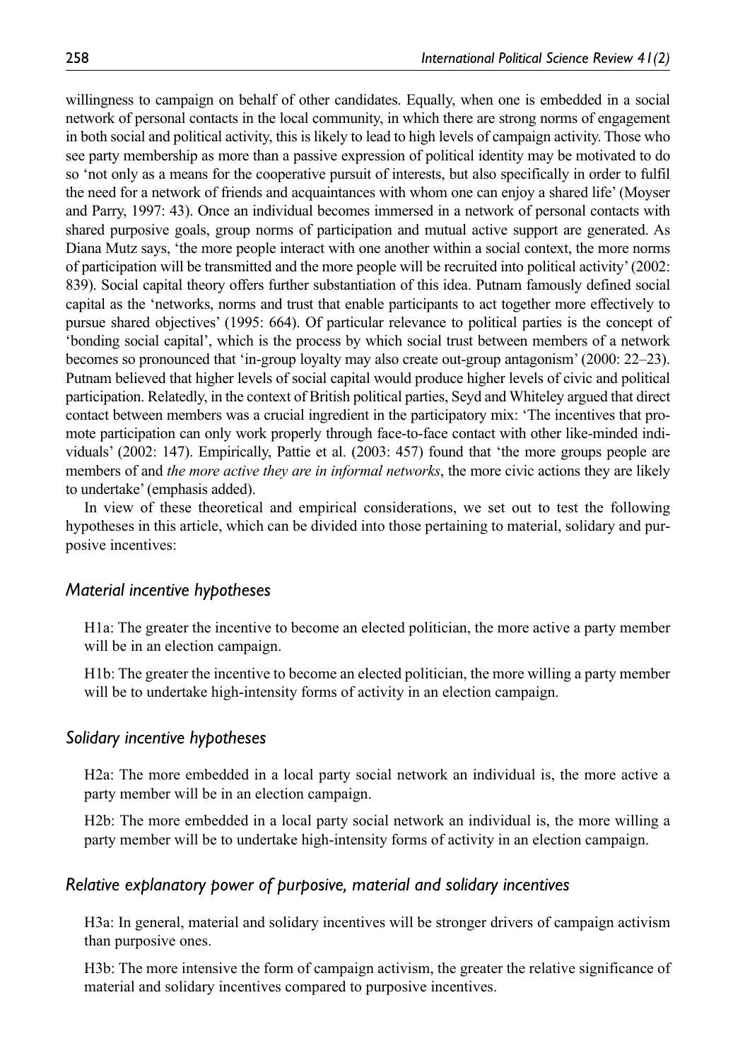willingness to campaign on behalf of other candidates. Equally, when one is embedded in a social network of personal contacts in the local community, in which there are strong norms of engagement in both social and political activity, this is likely to lead to high levels of campaign activity. Those who see party membership as more than a passive expression of political identity may be motivated to do so 'not only as a means for the cooperative pursuit of interests, but also specifically in order to fulfil the need for a network of friends and acquaintances with whom one can enjoy a shared life' (Moyser and Parry, 1997: 43). Once an individual becomes immersed in a network of personal contacts with shared purposive goals, group norms of participation and mutual active support are generated. As Diana Mutz says, 'the more people interact with one another within a social context, the more norms of participation will be transmitted and the more people will be recruited into political activity' (2002: 839). Social capital theory offers further substantiation of this idea. Putnam famously defined social capital as the 'networks, norms and trust that enable participants to act together more effectively to pursue shared objectives' (1995: 664). Of particular relevance to political parties is the concept of 'bonding social capital', which is the process by which social trust between members of a network becomes so pronounced that 'in-group loyalty may also create out-group antagonism' (2000: 22–23). Putnam believed that higher levels of social capital would produce higher levels of civic and political participation. Relatedly, in the context of British political parties, Seyd and Whiteley argued that direct contact between members was a crucial ingredient in the participatory mix: 'The incentives that promote participation can only work properly through face-to-face contact with other like-minded individuals' (2002: 147). Empirically, Pattie et al. (2003: 457) found that 'the more groups people are members of and *the more active they are in informal networks*, the more civic actions they are likely to undertake' (emphasis added).

In view of these theoretical and empirical considerations, we set out to test the following hypotheses in this article, which can be divided into those pertaining to material, solidary and purposive incentives:

### *Material incentive hypotheses*

H1a: The greater the incentive to become an elected politician, the more active a party member will be in an election campaign.

H1b: The greater the incentive to become an elected politician, the more willing a party member will be to undertake high-intensity forms of activity in an election campaign.

### *Solidary incentive hypotheses*

H2a: The more embedded in a local party social network an individual is, the more active a party member will be in an election campaign.

H2b: The more embedded in a local party social network an individual is, the more willing a party member will be to undertake high-intensity forms of activity in an election campaign.

### *Relative explanatory power of purposive, material and solidary incentives*

H3a: In general, material and solidary incentives will be stronger drivers of campaign activism than purposive ones.

H3b: The more intensive the form of campaign activism, the greater the relative significance of material and solidary incentives compared to purposive incentives.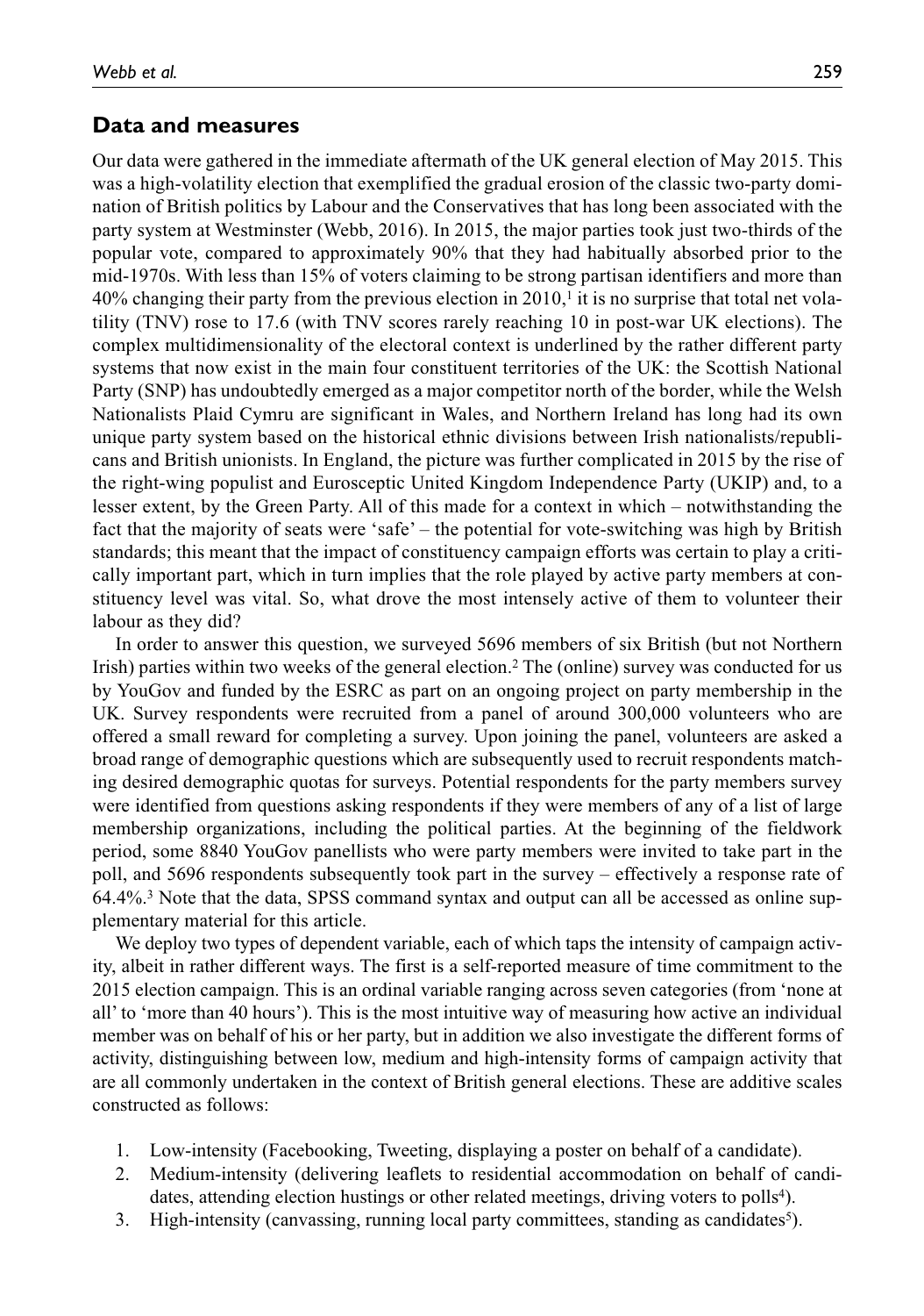## Data and measures

Our data were gathered in the immediate aftermath of the UK general election of May 2015. This was a high-volatility election that exemplified the gradual erosion of the classic two-party domination of British politics by Labour and the Conservatives that has long been associated with the party system at Westminster (Webb, 2016). In 2015, the major parties took just two-thirds of the popular vote, compared to approximately 90% that they had habitually absorbed prior to the mid-1970s. With less than 15% of voters claiming to be strong partisan identifiers and more than 40% changing their party from the previous election in 2010,[1] it is no surprise that total net volatility (TNV) rose to 17.6 (with TNV scores rarely reaching 10 in post-war UK elections). The complex multidimensionality of the electoral context is underlined by the rather different party systems that now exist in the main four constituent territories of the UK: the Scottish National Party (SNP) has undoubtedly emerged as a major competitor north of the border, while the Welsh Nationalists Plaid Cymru are significant in Wales, and Northern Ireland has long had its own unique party system based on the historical ethnic divisions between Irish nationalists/republicans and British unionists. In England, the picture was further complicated in 2015 by the rise of the right-wing populist and Eurosceptic United Kingdom Independence Party (UKIP) and, to a lesser extent, by the Green Party. All of this made for a context in which – notwithstanding the fact that the majority of seats were 'safe' – the potential for vote-switching was high by British standards; this meant that the impact of constituency campaign efforts was certain to play a critically important part, which in turn implies that the role played by active party members at constituency level was vital. So, what drove the most intensely active of them to volunteer their labour as they did?

In order to answer this question, we surveyed 5696 members of six British (but not Northern Irish) parties within two weeks of the general election.[2] The (online) survey was conducted for us by YouGov and funded by the ESRC as part on an ongoing project on party membership in the UK. Survey respondents were recruited from a panel of around 300,000 volunteers who are offered a small reward for completing a survey. Upon joining the panel, volunteers are asked a broad range of demographic questions which are subsequently used to recruit respondents matching desired demographic quotas for surveys. Potential respondents for the party members survey were identified from questions asking respondents if they were members of any of a list of large membership organizations, including the political parties. At the beginning of the fieldwork period, some 8840 YouGov panellists who were party members were invited to take part in the poll, and 5696 respondents subsequently took part in the survey – effectively a response rate of 64.4%.[3] Note that the data, SPSS command syntax and output can all be accessed as online supplementary material for this article.

We deploy two types of dependent variable, each of which taps the intensity of campaign activity, albeit in rather different ways. The first is a self-reported measure of time commitment to the 2015 election campaign. This is an ordinal variable ranging across seven categories (from 'none at all' to 'more than 40 hours'). This is the most intuitive way of measuring how active an individual member was on behalf of his or her party, but in addition we also investigate the different forms of activity, distinguishing between low, medium and high-intensity forms of campaign activity that are all commonly undertaken in the context of British general elections. These are additive scales constructed as follows:

1. Low-intensity (Facebooking, Tweeting, displaying a poster on behalf of a candidate).
2. Medium-intensity (delivering leaflets to residential accommodation on behalf of candidates, attending election hustings or other related meetings, driving voters to polls[4]).
3. High-intensity (canvassing, running local party committees, standing as candidates[5]).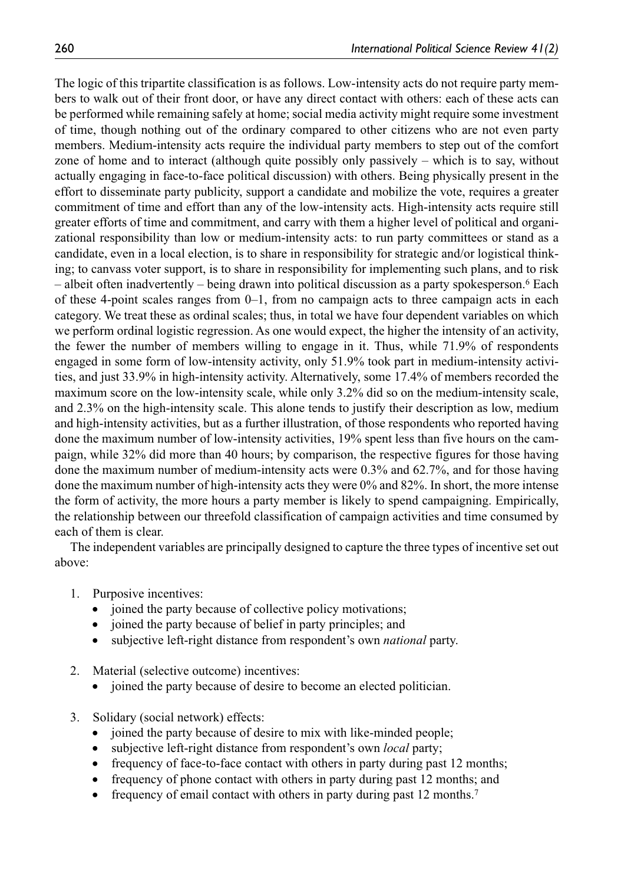The logic of this tripartite classification is as follows. Low-intensity acts do not require party members to walk out of their front door, or have any direct contact with others: each of these acts can be performed while remaining safely at home; social media activity might require some investment of time, though nothing out of the ordinary compared to other citizens who are not even party members. Medium-intensity acts require the individual party members to step out of the comfort zone of home and to interact (although quite possibly only passively – which is to say, without actually engaging in face-to-face political discussion) with others. Being physically present in the effort to disseminate party publicity, support a candidate and mobilize the vote, requires a greater commitment of time and effort than any of the low-intensity acts. High-intensity acts require still greater efforts of time and commitment, and carry with them a higher level of political and organizational responsibility than low or medium-intensity acts: to run party committees or stand as a candidate, even in a local election, is to share in responsibility for strategic and/or logistical thinking; to canvass voter support, is to share in responsibility for implementing such plans, and to risk – albeit often inadvertently – being drawn into political discussion as a party spokesperson.[6] Each of these 4-point scales ranges from 0–1, from no campaign acts to three campaign acts in each category. We treat these as ordinal scales; thus, in total we have four dependent variables on which we perform ordinal logistic regression. As one would expect, the higher the intensity of an activity, the fewer the number of members willing to engage in it. Thus, while 71.9% of respondents engaged in some form of low-intensity activity, only 51.9% took part in medium-intensity activities, and just 33.9% in high-intensity activity. Alternatively, some 17.4% of members recorded the maximum score on the low-intensity scale, while only 3.2% did so on the medium-intensity scale, and 2.3% on the high-intensity scale. This alone tends to justify their description as low, medium and high-intensity activities, but as a further illustration, of those respondents who reported having done the maximum number of low-intensity activities, 19% spent less than five hours on the campaign, while 32% did more than 40 hours; by comparison, the respective figures for those having done the maximum number of medium-intensity acts were 0.3% and 62.7%, and for those having done the maximum number of high-intensity acts they were 0% and 82%. In short, the more intense the form of activity, the more hours a party member is likely to spend campaigning. Empirically, the relationship between our threefold classification of campaign activities and time consumed by each of them is clear.

The independent variables are principally designed to capture the three types of incentive set out above:

1. Purposive incentives:
   - joined the party because of collective policy motivations;
   - joined the party because of belief in party principles; and
   - subjective left-right distance from respondent's own *national* party.

2. Material (selective outcome) incentives:
   - joined the party because of desire to become an elected politician.

3. Solidary (social network) effects:
   - joined the party because of desire to mix with like-minded people;
   - subjective left-right distance from respondent's own *local* party;
   - frequency of face-to-face contact with others in party during past 12 months;
   - frequency of phone contact with others in party during past 12 months; and
   - frequency of email contact with others in party during past 12 months.[7]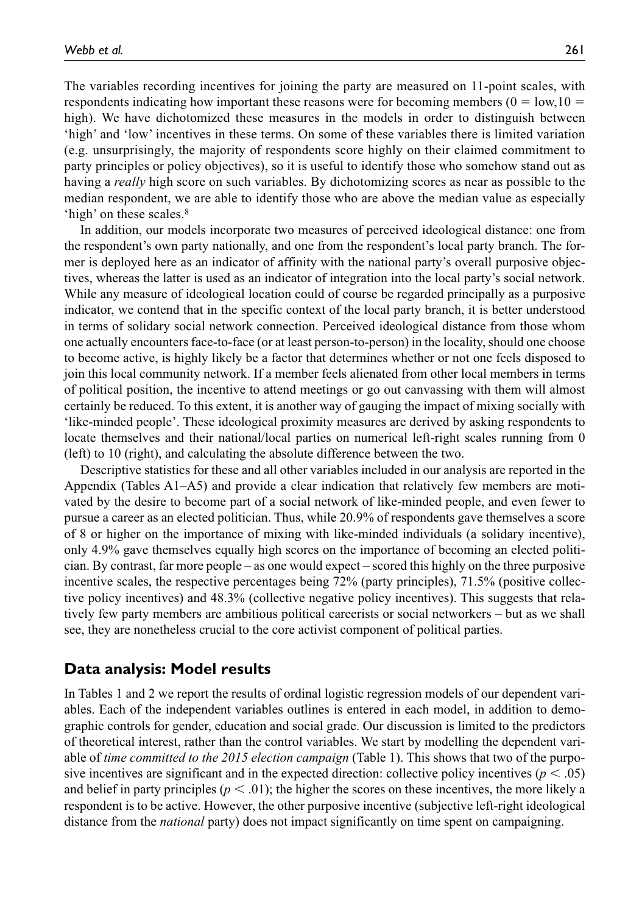The variables recording incentives for joining the party are measured on 11-point scales, with respondents indicating how important these reasons were for becoming members ($0 = \text{low}, 10 = \text{high}$). We have dichotomized these measures in the models in order to distinguish between 'high' and 'low' incentives in these terms. On some of these variables there is limited variation (e.g. unsurprisingly, the majority of respondents score highly on their claimed commitment to party principles or policy objectives), so it is useful to identify those who somehow stand out as having a *really* high score on such variables. By dichotomizing scores as near as possible to the median respondent, we are able to identify those who are above the median value as especially 'high' on these scales.[8]

In addition, our models incorporate two measures of perceived ideological distance: one from the respondent's own party nationally, and one from the respondent's local party branch. The former is deployed here as an indicator of affinity with the national party's overall purposive objectives, whereas the latter is used as an indicator of integration into the local party's social network. While any measure of ideological location could of course be regarded principally as a purposive indicator, we contend that in the specific context of the local party branch, it is better understood in terms of solidary social network connection. Perceived ideological distance from those whom one actually encounters face-to-face (or at least person-to-person) in the locality, should one choose to become active, is highly likely be a factor that determines whether or not one feels disposed to join this local community network. If a member feels alienated from other local members in terms of political position, the incentive to attend meetings or go out canvassing with them will almost certainly be reduced. To this extent, it is another way of gauging the impact of mixing socially with 'like-minded people'. These ideological proximity measures are derived by asking respondents to locate themselves and their national/local parties on numerical left-right scales running from 0 (left) to 10 (right), and calculating the absolute difference between the two.

Descriptive statistics for these and all other variables included in our analysis are reported in the Appendix (Tables A1–A5) and provide a clear indication that relatively few members are motivated by the desire to become part of a social network of like-minded people, and even fewer to pursue a career as an elected politician. Thus, while 20.9% of respondents gave themselves a score of 8 or higher on the importance of mixing with like-minded individuals (a solidary incentive), only 4.9% gave themselves equally high scores on the importance of becoming an elected politician. By contrast, far more people – as one would expect – scored this highly on the three purposive incentive scales, the respective percentages being 72% (party principles), 71.5% (positive collective policy incentives) and 48.3% (collective negative policy incentives). This suggests that relatively few party members are ambitious political careerists or social networkers – but as we shall see, they are nonetheless crucial to the core activist component of political parties.

## Data analysis: Model results

In Tables 1 and 2 we report the results of ordinal logistic regression models of our dependent variables. Each of the independent variables outlines is entered in each model, in addition to demographic controls for gender, education and social grade. Our discussion is limited to the predictors of theoretical interest, rather than the control variables. We start by modelling the dependent variable of *time committed to the 2015 election campaign* (Table 1). This shows that two of the purposive incentives are significant and in the expected direction: collective policy incentives ($p < .05$) and belief in party principles ($p < .01$); the higher the scores on these incentives, the more likely a respondent is to be active. However, the other purposive incentive (subjective left-right ideological distance from the *national* party) does not impact significantly on time spent on campaigning.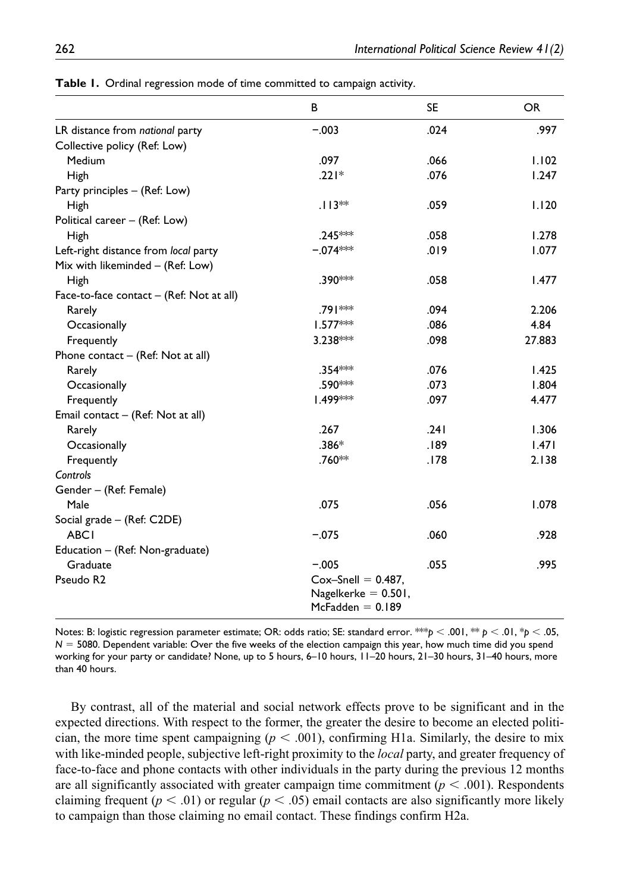**Table 1.** Ordinal regression mode of time committed to campaign activity.

| | B | SE | OR |
|---|---|---|---|
| LR distance from *national* party | −.003 | .024 | .997 |
| Collective policy (Ref: Low) | | | |
| Medium | .097 | .066 | 1.102 |
| High | .221* | .076 | 1.247 |
| Party principles – (Ref: Low) | | | |
| High | .113** | .059 | 1.120 |
| Political career – (Ref: Low) | | | |
| High | .245*** | .058 | 1.278 |
| Left-right distance from *local* party | −.074*** | .019 | 1.077 |
| Mix with likeminded – (Ref: Low) | | | |
| High | .390*** | .058 | 1.477 |
| Face-to-face contact – (Ref: Not at all) | | | |
| Rarely | .791*** | .094 | 2.206 |
| Occasionally | 1.577*** | .086 | 4.84 |
| Frequently | 3.238*** | .098 | 27.883 |
| Phone contact – (Ref: Not at all) | | | |
| Rarely | .354*** | .076 | 1.425 |
| Occasionally | .590*** | .073 | 1.804 |
| Frequently | 1.499*** | .097 | 4.477 |
| Email contact – (Ref: Not at all) | | | |
| Rarely | .267 | .241 | 1.306 |
| Occasionally | .386* | .189 | 1.471 |
| Frequently | .760** | .178 | 2.138 |
| *Controls* | | | |
| Gender – (Ref: Female) | | | |
| Male | .075 | .056 | 1.078 |
| Social grade – (Ref: C2DE) | | | |
| ABC1 | −.075 | .060 | .928 |
| Education – (Ref: Non-graduate) | | | |
| Graduate | −.005 | .055 | .995 |
| Pseudo R2 | Cox–Snell = 0.487, Nagelkerke = 0.501, McFadden = 0.189 | | |

Notes: B: logistic regression parameter estimate; OR: odds ratio; SE: standard error. ***$p < .001$, ** $p < .01$, *$p < .05$, $N = 5080$. Dependent variable: Over the five weeks of the election campaign this year, how much time did you spend working for your party or candidate? None, up to 5 hours, 6–10 hours, 11–20 hours, 21–30 hours, 31–40 hours, more than 40 hours.

By contrast, all of the material and social network effects prove to be significant and in the expected directions. With respect to the former, the greater the desire to become an elected politician, the more time spent campaigning ($p < .001$), confirming H1a. Similarly, the desire to mix with like-minded people, subjective left-right proximity to the *local* party, and greater frequency of face-to-face and phone contacts with other individuals in the party during the previous 12 months are all significantly associated with greater campaign time commitment ($p < .001$). Respondents claiming frequent ($p < .01$) or regular ($p < .05$) email contacts are also significantly more likely to campaign than those claiming no email contact. These findings confirm H2a.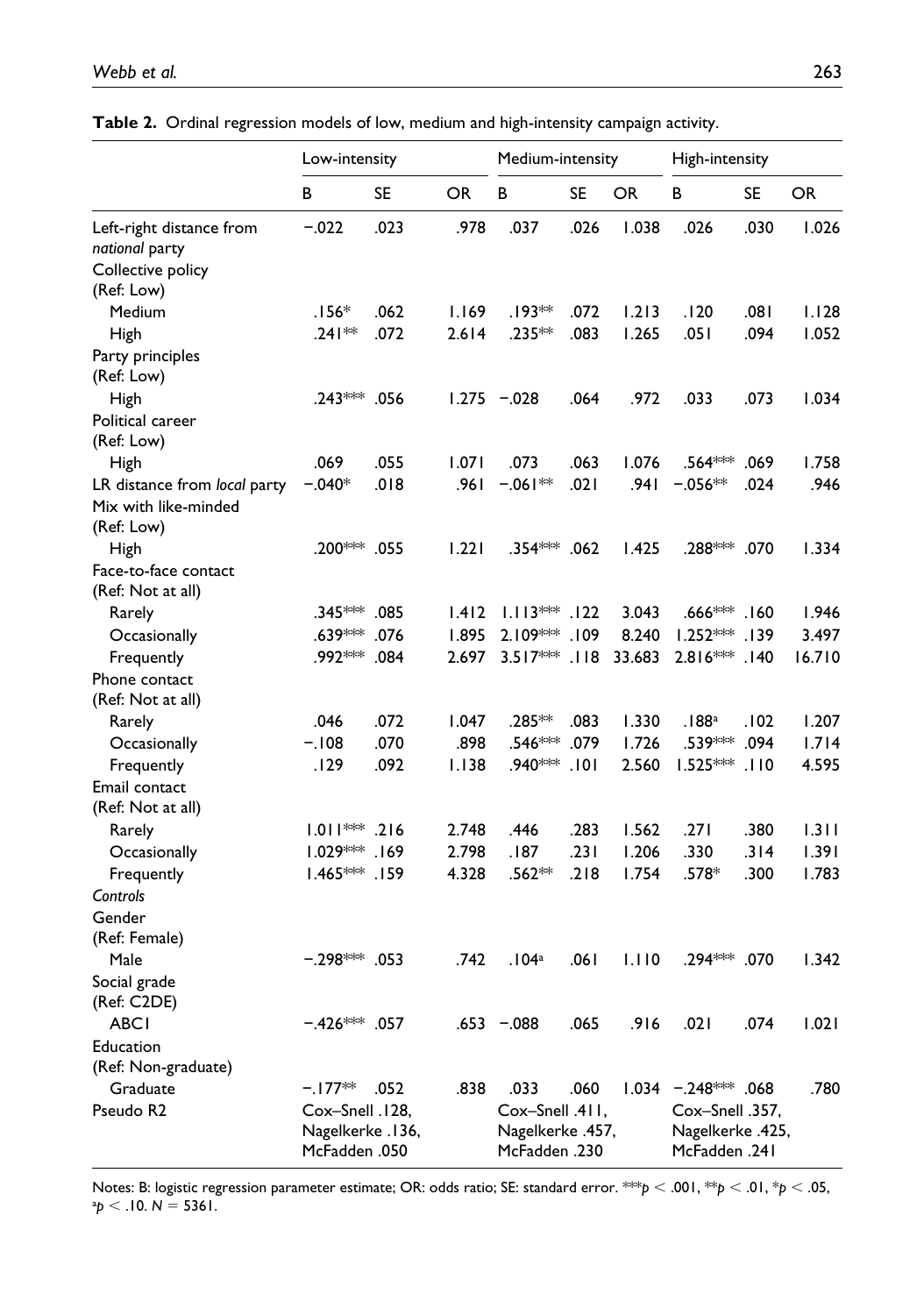**Table 2.** Ordinal regression models of low, medium and high-intensity campaign activity.

| | Low-intensity | | | Medium-intensity | | | High-intensity | | |
|---|---|---|---|---|---|---|---|---|---|
| | B | SE | OR | B | SE | OR | B | SE | OR |
| Left-right distance from *national* party | −.022 | .023 | .978 | .037 | .026 | 1.038 | .026 | .030 | 1.026 |
| Collective policy (Ref: Low) | | | | | | | | | |
| Medium | .156* | .062 | 1.169 | .193** | .072 | 1.213 | .120 | .081 | 1.128 |
| High | .241** | .072 | 2.614 | .235** | .083 | 1.265 | .051 | .094 | 1.052 |
| Party principles (Ref: Low) | | | | | | | | | |
| High | .243*** | .056 | 1.275 | −.028 | .064 | .972 | .033 | .073 | 1.034 |
| Political career (Ref: Low) | | | | | | | | | |
| High | .069 | .055 | 1.071 | .073 | .063 | 1.076 | .564*** | .069 | 1.758 |
| LR distance from *local* party | −.040* | .018 | .961 | −.061** | .021 | .941 | −.056** | .024 | .946 |
| Mix with like-minded (Ref: Low) | | | | | | | | | |
| High | .200*** | .055 | 1.221 | .354*** | .062 | 1.425 | .288*** | .070 | 1.334 |
| Face-to-face contact (Ref: Not at all) | | | | | | | | | |
| Rarely | .345*** | .085 | 1.412 | 1.113*** | .122 | 3.043 | .666*** | .160 | 1.946 |
| Occasionally | .639*** | .076 | 1.895 | 2.109*** | .109 | 8.240 | 1.252*** | .139 | 3.497 |
| Frequently | .992*** | .084 | 2.697 | 3.517*** | .118 | 33.683 | 2.816*** | .140 | 16.710 |
| Phone contact (Ref: Not at all) | | | | | | | | | |
| Rarely | .046 | .072 | 1.047 | .285** | .083 | 1.330 | .188[a] | .102 | 1.207 |
| Occasionally | −.108 | .070 | .898 | .546*** | .079 | 1.726 | .539*** | .094 | 1.714 |
| Frequently | .129 | .092 | 1.138 | .940*** | .101 | 2.560 | 1.525*** | .110 | 4.595 |
| Email contact (Ref: Not at all) | | | | | | | | | |
| Rarely | 1.011*** | .216 | 2.748 | .446 | .283 | 1.562 | .271 | .380 | 1.311 |
| Occasionally | 1.029*** | .169 | 2.798 | .187 | .231 | 1.206 | .330 | .314 | 1.391 |
| Frequently | 1.465*** | .159 | 4.328 | .562** | .218 | 1.754 | .578* | .300 | 1.783 |
| *Controls* | | | | | | | | | |
| Gender (Ref: Female) | | | | | | | | | |
| Male | −.298*** | .053 | .742 | .104[a] | .061 | 1.110 | .294*** | .070 | 1.342 |
| Social grade (Ref: C2DE) | | | | | | | | | |
| ABC1 | −.426*** | .057 | .653 | −.088 | .065 | .916 | .021 | .074 | 1.021 |
| Education (Ref: Non-graduate) | | | | | | | | | |
| Graduate | −.177** | .052 | .838 | .033 | .060 | 1.034 | −.248*** | .068 | .780 |
| Pseudo R2 | Cox–Snell .128, Nagelkerke .136, McFadden .050 | | | Cox–Snell .411, Nagelkerke .457, McFadden .230 | | | Cox–Snell .357, Nagelkerke .425, McFadden .241 | | |

Notes: B: logistic regression parameter estimate; OR: odds ratio; SE: standard error. ***$p < .001$, **$p < .01$, *$p < .05$, [a]$p < .10$. $N = 5361$.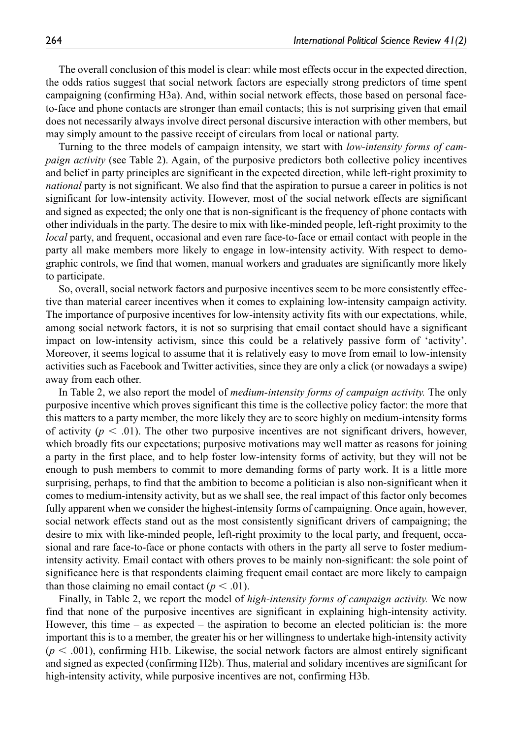The overall conclusion of this model is clear: while most effects occur in the expected direction, the odds ratios suggest that social network factors are especially strong predictors of time spent campaigning (confirming H3a). And, within social network effects, those based on personal face-to-face and phone contacts are stronger than email contacts; this is not surprising given that email does not necessarily always involve direct personal discursive interaction with other members, but may simply amount to the passive receipt of circulars from local or national party.

Turning to the three models of campaign intensity, we start with *low-intensity forms of campaign activity* (see Table 2). Again, of the purposive predictors both collective policy incentives and belief in party principles are significant in the expected direction, while left-right proximity to *national* party is not significant. We also find that the aspiration to pursue a career in politics is not significant for low-intensity activity. However, most of the social network effects are significant and signed as expected; the only one that is non-significant is the frequency of phone contacts with other individuals in the party. The desire to mix with like-minded people, left-right proximity to the *local* party, and frequent, occasional and even rare face-to-face or email contact with people in the party all make members more likely to engage in low-intensity activity. With respect to demographic controls, we find that women, manual workers and graduates are significantly more likely to participate.

So, overall, social network factors and purposive incentives seem to be more consistently effective than material career incentives when it comes to explaining low-intensity campaign activity. The importance of purposive incentives for low-intensity activity fits with our expectations, while, among social network factors, it is not so surprising that email contact should have a significant impact on low-intensity activism, since this could be a relatively passive form of 'activity'. Moreover, it seems logical to assume that it is relatively easy to move from email to low-intensity activities such as Facebook and Twitter activities, since they are only a click (or nowadays a swipe) away from each other.

In Table 2, we also report the model of *medium-intensity forms of campaign activity.* The only purposive incentive which proves significant this time is the collective policy factor: the more that this matters to a party member, the more likely they are to score highly on medium-intensity forms of activity ($p < .01$). The other two purposive incentives are not significant drivers, however, which broadly fits our expectations; purposive motivations may well matter as reasons for joining a party in the first place, and to help foster low-intensity forms of activity, but they will not be enough to push members to commit to more demanding forms of party work. It is a little more surprising, perhaps, to find that the ambition to become a politician is also non-significant when it comes to medium-intensity activity, but as we shall see, the real impact of this factor only becomes fully apparent when we consider the highest-intensity forms of campaigning. Once again, however, social network effects stand out as the most consistently significant drivers of campaigning; the desire to mix with like-minded people, left-right proximity to the local party, and frequent, occasional and rare face-to-face or phone contacts with others in the party all serve to foster medium-intensity activity. Email contact with others proves to be mainly non-significant: the sole point of significance here is that respondents claiming frequent email contact are more likely to campaign than those claiming no email contact ($p < .01$).

Finally, in Table 2, we report the model of *high-intensity forms of campaign activity.* We now find that none of the purposive incentives are significant in explaining high-intensity activity. However, this time – as expected – the aspiration to become an elected politician is: the more important this is to a member, the greater his or her willingness to undertake high-intensity activity ($p < .001$), confirming H1b. Likewise, the social network factors are almost entirely significant and signed as expected (confirming H2b). Thus, material and solidary incentives are significant for high-intensity activity, while purposive incentives are not, confirming H3b.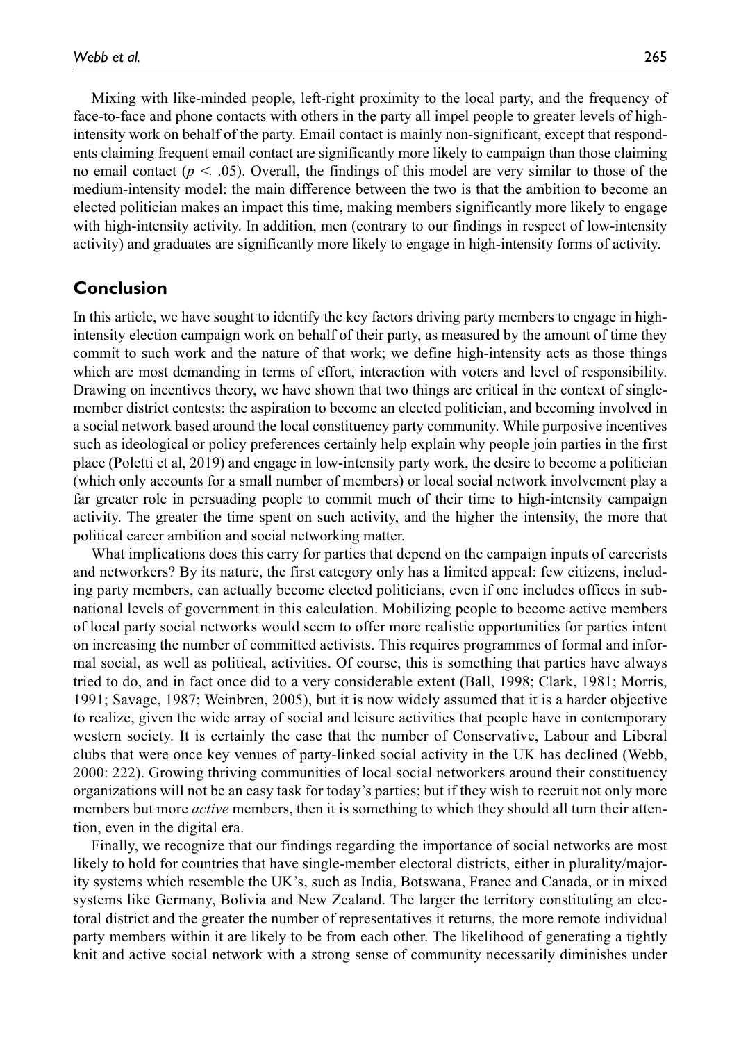Mixing with like-minded people, left-right proximity to the local party, and the frequency of face-to-face and phone contacts with others in the party all impel people to greater levels of high-intensity work on behalf of the party. Email contact is mainly non-significant, except that respondents claiming frequent email contact are significantly more likely to campaign than those claiming no email contact ($p < .05$). Overall, the findings of this model are very similar to those of the medium-intensity model: the main difference between the two is that the ambition to become an elected politician makes an impact this time, making members significantly more likely to engage with high-intensity activity. In addition, men (contrary to our findings in respect of low-intensity activity) and graduates are significantly more likely to engage in high-intensity forms of activity.

## Conclusion

In this article, we have sought to identify the key factors driving party members to engage in high-intensity election campaign work on behalf of their party, as measured by the amount of time they commit to such work and the nature of that work; we define high-intensity acts as those things which are most demanding in terms of effort, interaction with voters and level of responsibility. Drawing on incentives theory, we have shown that two things are critical in the context of single-member district contests: the aspiration to become an elected politician, and becoming involved in a social network based around the local constituency party community. While purposive incentives such as ideological or policy preferences certainly help explain why people join parties in the first place (Poletti et al, 2019) and engage in low-intensity party work, the desire to become a politician (which only accounts for a small number of members) or local social network involvement play a far greater role in persuading people to commit much of their time to high-intensity campaign activity. The greater the time spent on such activity, and the higher the intensity, the more that political career ambition and social networking matter.

What implications does this carry for parties that depend on the campaign inputs of careerists and networkers? By its nature, the first category only has a limited appeal: few citizens, including party members, can actually become elected politicians, even if one includes offices in sub-national levels of government in this calculation. Mobilizing people to become active members of local party social networks would seem to offer more realistic opportunities for parties intent on increasing the number of committed activists. This requires programmes of formal and informal social, as well as political, activities. Of course, this is something that parties have always tried to do, and in fact once did to a very considerable extent (Ball, 1998; Clark, 1981; Morris, 1991; Savage, 1987; Weinbren, 2005), but it is now widely assumed that it is a harder objective to realize, given the wide array of social and leisure activities that people have in contemporary western society. It is certainly the case that the number of Conservative, Labour and Liberal clubs that were once key venues of party-linked social activity in the UK has declined (Webb, 2000: 222). Growing thriving communities of local social networkers around their constituency organizations will not be an easy task for today's parties; but if they wish to recruit not only more members but more *active* members, then it is something to which they should all turn their attention, even in the digital era.

Finally, we recognize that our findings regarding the importance of social networks are most likely to hold for countries that have single-member electoral districts, either in plurality/majority systems which resemble the UK's, such as India, Botswana, France and Canada, or in mixed systems like Germany, Bolivia and New Zealand. The larger the territory constituting an electoral district and the greater the number of representatives it returns, the more remote individual party members within it are likely to be from each other. The likelihood of generating a tightly knit and active social network with a strong sense of community necessarily diminishes under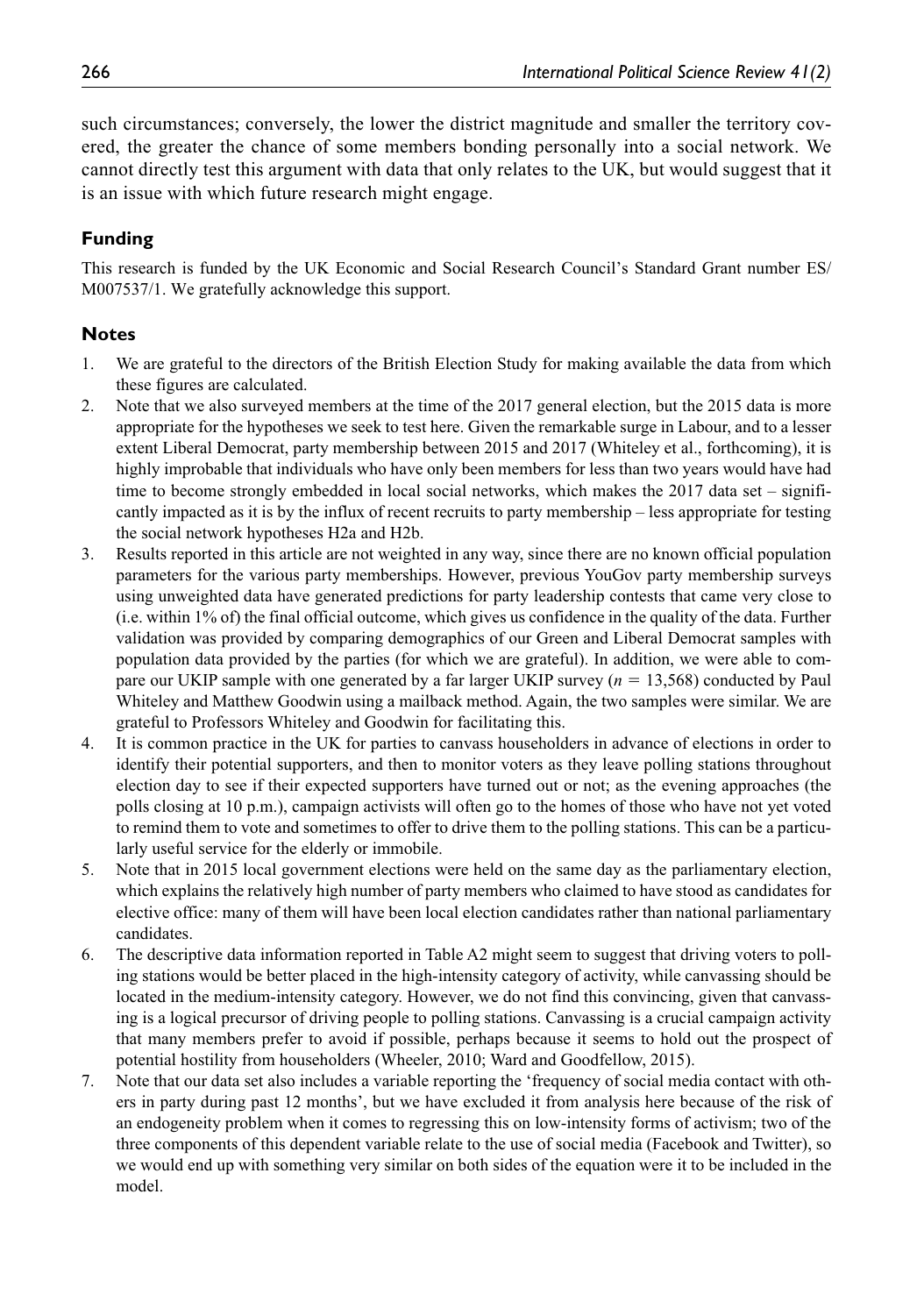such circumstances; conversely, the lower the district magnitude and smaller the territory covered, the greater the chance of some members bonding personally into a social network. We cannot directly test this argument with data that only relates to the UK, but would suggest that it is an issue with which future research might engage.

## Funding

This research is funded by the UK Economic and Social Research Council's Standard Grant number ES/M007537/1. We gratefully acknowledge this support.

## Notes

1. We are grateful to the directors of the British Election Study for making available the data from which these figures are calculated.
2. Note that we also surveyed members at the time of the 2017 general election, but the 2015 data is more appropriate for the hypotheses we seek to test here. Given the remarkable surge in Labour, and to a lesser extent Liberal Democrat, party membership between 2015 and 2017 (Whiteley et al., forthcoming), it is highly improbable that individuals who have only been members for less than two years would have had time to become strongly embedded in local social networks, which makes the 2017 data set – significantly impacted as it is by the influx of recent recruits to party membership – less appropriate for testing the social network hypotheses H2a and H2b.
3. Results reported in this article are not weighted in any way, since there are no known official population parameters for the various party memberships. However, previous YouGov party membership surveys using unweighted data have generated predictions for party leadership contests that came very close to (i.e. within 1% of) the final official outcome, which gives us confidence in the quality of the data. Further validation was provided by comparing demographics of our Green and Liberal Democrat samples with population data provided by the parties (for which we are grateful). In addition, we were able to compare our UKIP sample with one generated by a far larger UKIP survey ($n$ = 13,568) conducted by Paul Whiteley and Matthew Goodwin using a mailback method. Again, the two samples were similar. We are grateful to Professors Whiteley and Goodwin for facilitating this.
4. It is common practice in the UK for parties to canvass householders in advance of elections in order to identify their potential supporters, and then to monitor voters as they leave polling stations throughout election day to see if their expected supporters have turned out or not; as the evening approaches (the polls closing at 10 p.m.), campaign activists will often go to the homes of those who have not yet voted to remind them to vote and sometimes to offer to drive them to the polling stations. This can be a particularly useful service for the elderly or immobile.
5. Note that in 2015 local government elections were held on the same day as the parliamentary election, which explains the relatively high number of party members who claimed to have stood as candidates for elective office: many of them will have been local election candidates rather than national parliamentary candidates.
6. The descriptive data information reported in Table A2 might seem to suggest that driving voters to polling stations would be better placed in the high-intensity category of activity, while canvassing should be located in the medium-intensity category. However, we do not find this convincing, given that canvassing is a logical precursor of driving people to polling stations. Canvassing is a crucial campaign activity that many members prefer to avoid if possible, perhaps because it seems to hold out the prospect of potential hostility from householders (Wheeler, 2010; Ward and Goodfellow, 2015).
7. Note that our data set also includes a variable reporting the 'frequency of social media contact with others in party during past 12 months', but we have excluded it from analysis here because of the risk of an endogeneity problem when it comes to regressing this on low-intensity forms of activism; two of the three components of this dependent variable relate to the use of social media (Facebook and Twitter), so we would end up with something very similar on both sides of the equation were it to be included in the model.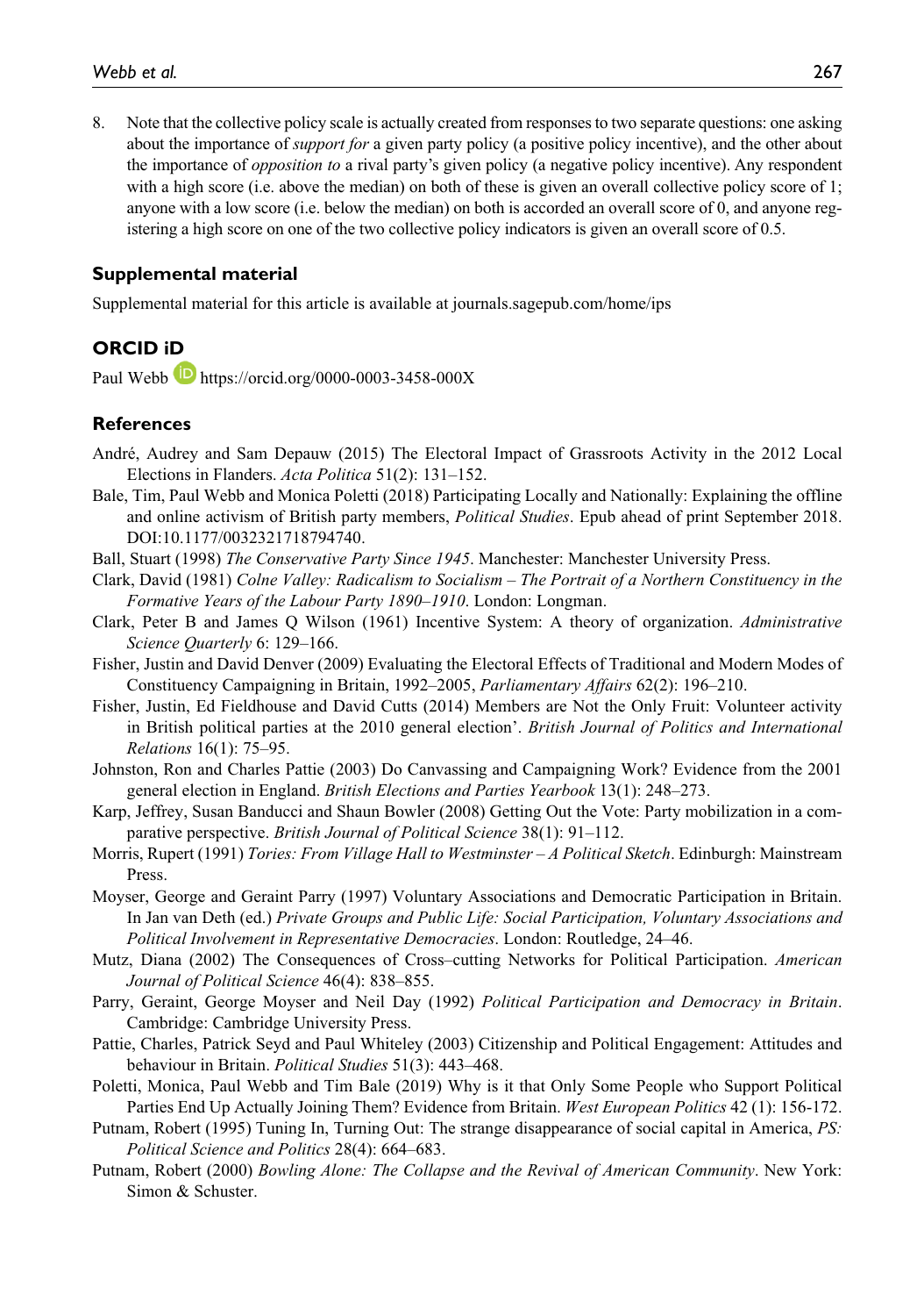8. Note that the collective policy scale is actually created from responses to two separate questions: one asking about the importance of *support for* a given party policy (a positive policy incentive), and the other about the importance of *opposition to* a rival party's given policy (a negative policy incentive). Any respondent with a high score (i.e. above the median) on both of these is given an overall collective policy score of 1; anyone with a low score (i.e. below the median) on both is accorded an overall score of 0, and anyone registering a high score on one of the two collective policy indicators is given an overall score of 0.5.

## Supplemental material

Supplemental material for this article is available at journals.sagepub.com/home/ips

## ORCID iD

Paul Webb https://orcid.org/0000-0003-3458-000X

## References

André, Audrey and Sam Depauw (2015) The Electoral Impact of Grassroots Activity in the 2012 Local Elections in Flanders. *Acta Politica* 51(2): 131–152.

Bale, Tim, Paul Webb and Monica Poletti (2018) Participating Locally and Nationally: Explaining the offline and online activism of British party members, *Political Studies*. Epub ahead of print September 2018. DOI:10.1177/0032321718794740.

Ball, Stuart (1998) *The Conservative Party Since 1945*. Manchester: Manchester University Press.

Clark, David (1981) *Colne Valley: Radicalism to Socialism – The Portrait of a Northern Constituency in the Formative Years of the Labour Party 1890–1910*. London: Longman.

Clark, Peter B and James Q Wilson (1961) Incentive System: A theory of organization. *Administrative Science Quarterly* 6: 129–166.

Fisher, Justin and David Denver (2009) Evaluating the Electoral Effects of Traditional and Modern Modes of Constituency Campaigning in Britain, 1992–2005, *Parliamentary Affairs* 62(2): 196–210.

Fisher, Justin, Ed Fieldhouse and David Cutts (2014) Members are Not the Only Fruit: Volunteer activity in British political parties at the 2010 general election'. *British Journal of Politics and International Relations* 16(1): 75–95.

Johnston, Ron and Charles Pattie (2003) Do Canvassing and Campaigning Work? Evidence from the 2001 general election in England. *British Elections and Parties Yearbook* 13(1): 248–273.

Karp, Jeffrey, Susan Banducci and Shaun Bowler (2008) Getting Out the Vote: Party mobilization in a comparative perspective. *British Journal of Political Science* 38(1): 91–112.

Morris, Rupert (1991) *Tories: From Village Hall to Westminster – A Political Sketch*. Edinburgh: Mainstream Press.

Moyser, George and Geraint Parry (1997) Voluntary Associations and Democratic Participation in Britain. In Jan van Deth (ed.) *Private Groups and Public Life: Social Participation, Voluntary Associations and Political Involvement in Representative Democracies*. London: Routledge, 24–46.

Mutz, Diana (2002) The Consequences of Cross–cutting Networks for Political Participation. *American Journal of Political Science* 46(4): 838–855.

Parry, Geraint, George Moyser and Neil Day (1992) *Political Participation and Democracy in Britain*. Cambridge: Cambridge University Press.

Pattie, Charles, Patrick Seyd and Paul Whiteley (2003) Citizenship and Political Engagement: Attitudes and behaviour in Britain. *Political Studies* 51(3): 443–468.

Poletti, Monica, Paul Webb and Tim Bale (2019) Why is it that Only Some People who Support Political Parties End Up Actually Joining Them? Evidence from Britain. *West European Politics* 42 (1): 156-172.

Putnam, Robert (1995) Tuning In, Turning Out: The strange disappearance of social capital in America, *PS: Political Science and Politics* 28(4): 664–683.

Putnam, Robert (2000) *Bowling Alone: The Collapse and the Revival of American Community*. New York: Simon & Schuster.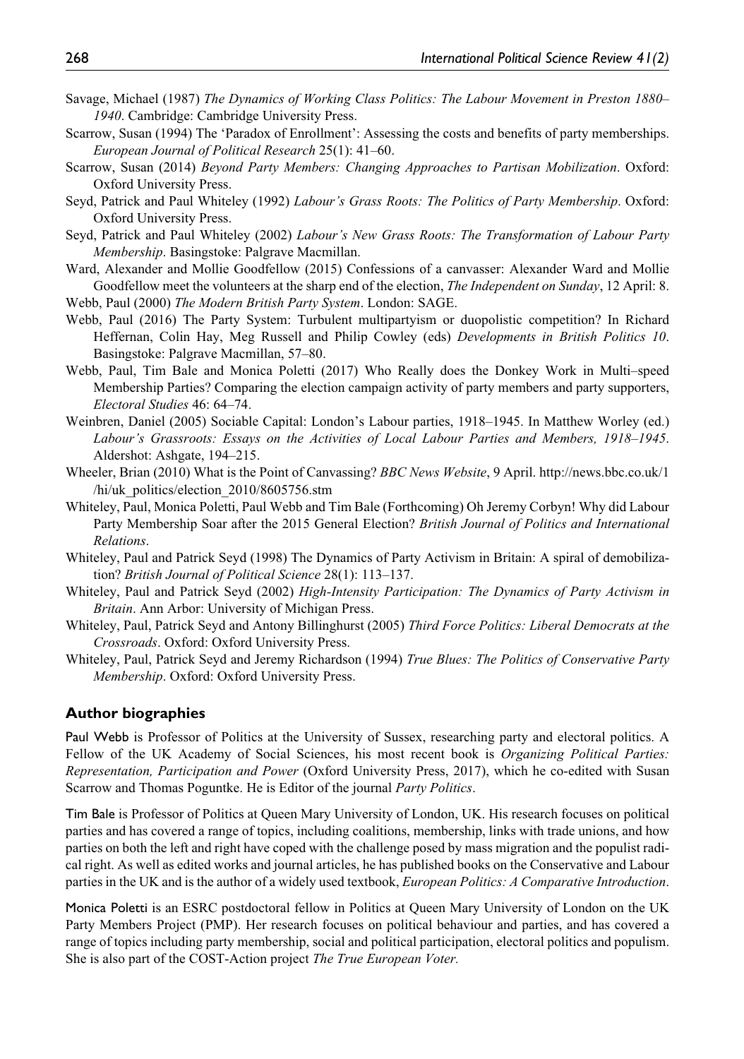Savage, Michael (1987) *The Dynamics of Working Class Politics: The Labour Movement in Preston 1880–1940*. Cambridge: Cambridge University Press.

Scarrow, Susan (1994) The 'Paradox of Enrollment': Assessing the costs and benefits of party memberships. *European Journal of Political Research* 25(1): 41–60.

Scarrow, Susan (2014) *Beyond Party Members: Changing Approaches to Partisan Mobilization*. Oxford: Oxford University Press.

Seyd, Patrick and Paul Whiteley (1992) *Labour's Grass Roots: The Politics of Party Membership*. Oxford: Oxford University Press.

Seyd, Patrick and Paul Whiteley (2002) *Labour's New Grass Roots: The Transformation of Labour Party Membership*. Basingstoke: Palgrave Macmillan.

Ward, Alexander and Mollie Goodfellow (2015) Confessions of a canvasser: Alexander Ward and Mollie Goodfellow meet the volunteers at the sharp end of the election, *The Independent on Sunday*, 12 April: 8.

Webb, Paul (2000) *The Modern British Party System*. London: SAGE.

Webb, Paul (2016) The Party System: Turbulent multipartyism or duopolistic competition? In Richard Heffernan, Colin Hay, Meg Russell and Philip Cowley (eds) *Developments in British Politics 10*. Basingstoke: Palgrave Macmillan, 57–80.

Webb, Paul, Tim Bale and Monica Poletti (2017) Who Really does the Donkey Work in Multi–speed Membership Parties? Comparing the election campaign activity of party members and party supporters, *Electoral Studies* 46: 64–74.

Weinbren, Daniel (2005) Sociable Capital: London's Labour parties, 1918–1945. In Matthew Worley (ed.) *Labour's Grassroots: Essays on the Activities of Local Labour Parties and Members, 1918–1945*. Aldershot: Ashgate, 194–215.

Wheeler, Brian (2010) What is the Point of Canvassing? *BBC News Website*, 9 April. http://news.bbc.co.uk/1/hi/uk_politics/election_2010/8605756.stm

Whiteley, Paul, Monica Poletti, Paul Webb and Tim Bale (Forthcoming) Oh Jeremy Corbyn! Why did Labour Party Membership Soar after the 2015 General Election? *British Journal of Politics and International Relations*.

Whiteley, Paul and Patrick Seyd (1998) The Dynamics of Party Activism in Britain: A spiral of demobilization? *British Journal of Political Science* 28(1): 113–137.

Whiteley, Paul and Patrick Seyd (2002) *High-Intensity Participation: The Dynamics of Party Activism in Britain*. Ann Arbor: University of Michigan Press.

Whiteley, Paul, Patrick Seyd and Antony Billinghurst (2005) *Third Force Politics: Liberal Democrats at the Crossroads*. Oxford: Oxford University Press.

Whiteley, Paul, Patrick Seyd and Jeremy Richardson (1994) *True Blues: The Politics of Conservative Party Membership*. Oxford: Oxford University Press.

## Author biographies

**Paul Webb** is Professor of Politics at the University of Sussex, researching party and electoral politics. A Fellow of the UK Academy of Social Sciences, his most recent book is *Organizing Political Parties: Representation, Participation and Power* (Oxford University Press, 2017), which he co-edited with Susan Scarrow and Thomas Poguntke. He is Editor of the journal *Party Politics*.

**Tim Bale** is Professor of Politics at Queen Mary University of London, UK. His research focuses on political parties and has covered a range of topics, including coalitions, membership, links with trade unions, and how parties on both the left and right have coped with the challenge posed by mass migration and the populist radical right. As well as edited works and journal articles, he has published books on the Conservative and Labour parties in the UK and is the author of a widely used textbook, *European Politics: A Comparative Introduction*.

**Monica Poletti** is an ESRC postdoctoral fellow in Politics at Queen Mary University of London on the UK Party Members Project (PMP). Her research focuses on political behaviour and parties, and has covered a range of topics including party membership, social and political participation, electoral politics and populism. She is also part of the COST-Action project *The True European Voter.*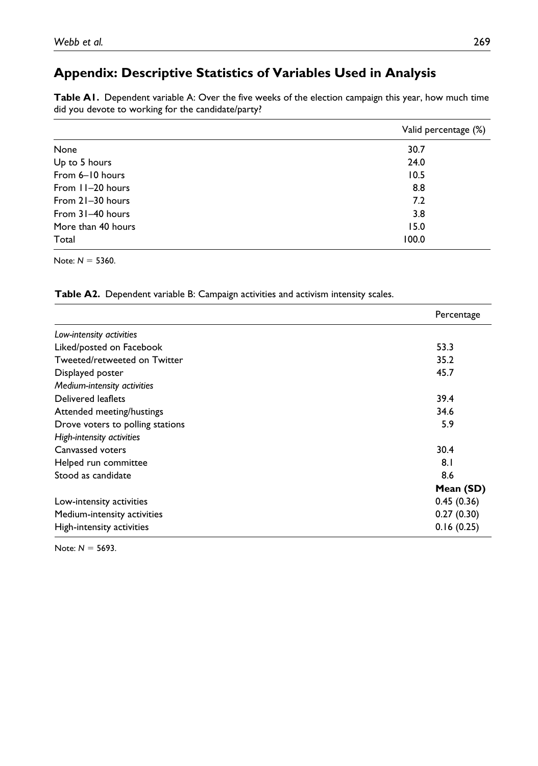## Appendix: Descriptive Statistics of Variables Used in Analysis

**Table A1.** Dependent variable A: Over the five weeks of the election campaign this year, how much time did you devote to working for the candidate/party?

| | Valid percentage (%) |
|---|---|
| None | 30.7 |
| Up to 5 hours | 24.0 |
| From 6–10 hours | 10.5 |
| From 11–20 hours | 8.8 |
| From 21–30 hours | 7.2 |
| From 31–40 hours | 3.8 |
| More than 40 hours | 15.0 |
| Total | 100.0 |

Note: $N = 5360$.

**Table A2.** Dependent variable B: Campaign activities and activism intensity scales.

| | Percentage |
|---|---|
| *Low-intensity activities* | |
| Liked/posted on Facebook | 53.3 |
| Tweeted/retweeted on Twitter | 35.2 |
| Displayed poster | 45.7 |
| *Medium-intensity activities* | |
| Delivered leaflets | 39.4 |
| Attended meeting/hustings | 34.6 |
| Drove voters to polling stations | 5.9 |
| *High-intensity activities* | |
| Canvassed voters | 30.4 |
| Helped run committee | 8.1 |
| Stood as candidate | 8.6 |
| | **Mean (SD)** |
| Low-intensity activities | 0.45 (0.36) |
| Medium-intensity activities | 0.27 (0.30) |
| High-intensity activities | 0.16 (0.25) |

Note: $N = 5693$.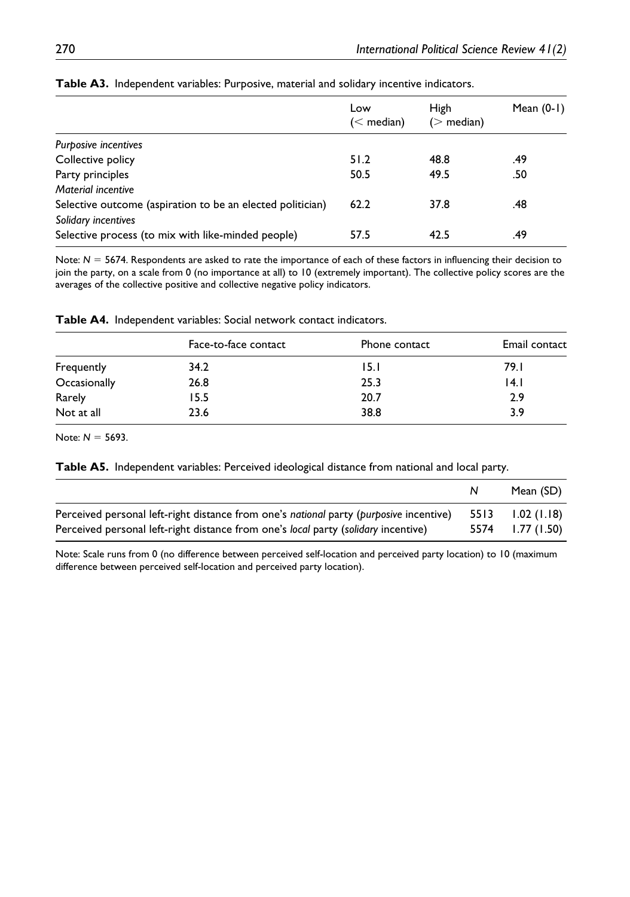**Table A3.** Independent variables: Purposive, material and solidary incentive indicators.

| | Low (< median) | High (> median) | Mean (0-1) |
|---|---|---|---|
| *Purposive incentives* | | | |
| Collective policy | 51.2 | 48.8 | .49 |
| Party principles | 50.5 | 49.5 | .50 |
| *Material incentive* | | | |
| Selective outcome (aspiration to be an elected politician) | 62.2 | 37.8 | .48 |
| *Solidary incentives* | | | |
| Selective process (to mix with like-minded people) | 57.5 | 42.5 | .49 |

Note: $N = 5674$. Respondents are asked to rate the importance of each of these factors in influencing their decision to join the party, on a scale from 0 (no importance at all) to 10 (extremely important). The collective policy scores are the averages of the collective positive and collective negative policy indicators.

**Table A4.** Independent variables: Social network contact indicators.

| | Face-to-face contact | Phone contact | Email contact |
|---|---|---|---|
| Frequently | 34.2 | 15.1 | 79.1 |
| Occasionally | 26.8 | 25.3 | 14.1 |
| Rarely | 15.5 | 20.7 | 2.9 |
| Not at all | 23.6 | 38.8 | 3.9 |

Note: $N = 5693$.

**Table A5.** Independent variables: Perceived ideological distance from national and local party.

| | N | Mean (SD) |
|---|---|---|
| Perceived personal left-right distance from one's *national* party (*purposive* incentive) | 5513 | 1.02 (1.18) |
| Perceived personal left-right distance from one's *local* party (*solidary* incentive) | 5574 | 1.77 (1.50) |

Note: Scale runs from 0 (no difference between perceived self-location and perceived party location) to 10 (maximum difference between perceived self-location and perceived party location).